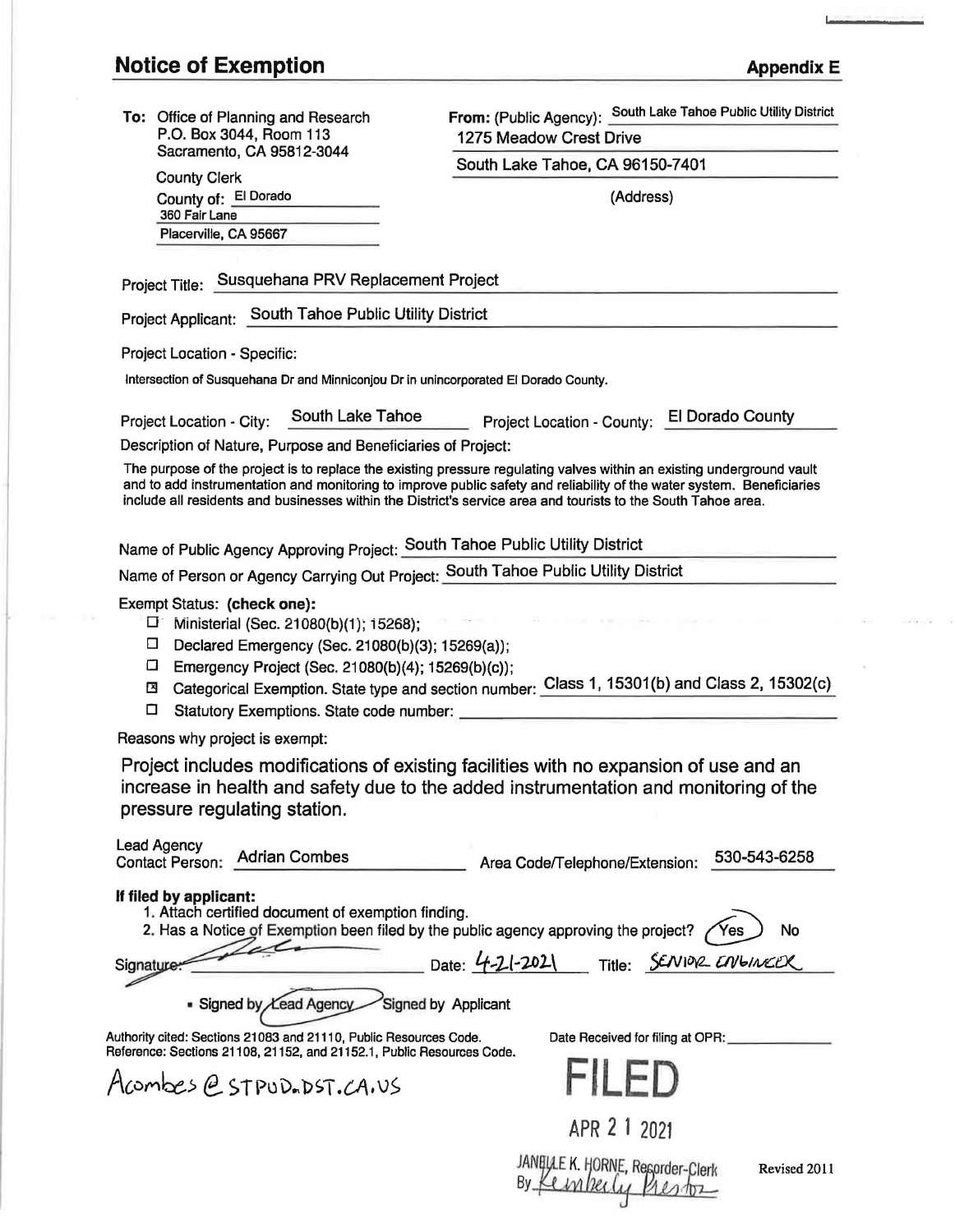# Notice of Exemption

**Appendix E**

**To:** Office of Planning and Research
P.O. Box 3044, Room 113
Sacramento, CA 95812-3044

County Clerk
County of: El Dorado
360 Fair Lane
Placerville, CA 95667

**From:** (Public Agency): South Lake Tahoe Public Utility District
1275 Meadow Crest Drive
South Lake Tahoe, CA 96150-7401
(Address)

Project Title: Susquehana PRV Replacement Project

Project Applicant: South Tahoe Public Utility District

Project Location - Specific:

Intersection of Susquehana Dr and Minniconjou Dr in unincorporated El Dorado County.

Project Location - City: South Lake Tahoe    Project Location - County: El Dorado County

Description of Nature, Purpose and Beneficiaries of Project:

The purpose of the project is to replace the existing pressure regulating valves within an existing underground vault and to add instrumentation and monitoring to improve public safety and reliability of the water system. Beneficiaries include all residents and businesses within the District's service area and tourists to the South Tahoe area.

Name of Public Agency Approving Project: South Tahoe Public Utility District

Name of Person or Agency Carrying Out Project: South Tahoe Public Utility District

Exempt Status: **(check one):**

- ☐ Ministerial (Sec. 21080(b)(1); 15268);
- ☐ Declared Emergency (Sec. 21080(b)(3); 15269(a));
- ☐ Emergency Project (Sec. 21080(b)(4); 15269(b)(c));
- ☒ Categorical Exemption. State type and section number: Class 1, 15301(b) and Class 2, 15302(c)
- ☐ Statutory Exemptions. State code number:

Reasons why project is exempt:

Project includes modifications of existing facilities with no expansion of use and an increase in health and safety due to the added instrumentation and monitoring of the pressure regulating station.

Lead Agency Contact Person: Adrian Combes    Area Code/Telephone/Extension: 530-543-6258

**If filed by applicant:**

1. Attach certified document of exemption finding.
2. Has a Notice of Exemption been filed by the public agency approving the project? (Yes) No

Signature: [signature]    Date: 4-21-2021    Title: SENIOR ENGINEER

- Signed by (Lead Agency)    Signed by Applicant

Authority cited: Sections 21083 and 21110, Public Resources Code.
Reference: Sections 21108, 21152, and 21152.1, Public Resources Code.

Date Received for filing at OPR:

Acombes@STPUD.DST.CA.US

FILED

APR 21 2021

JANELLE K. HORNE, Recorder-Clerk
By Kimberly Preston

Revised 2011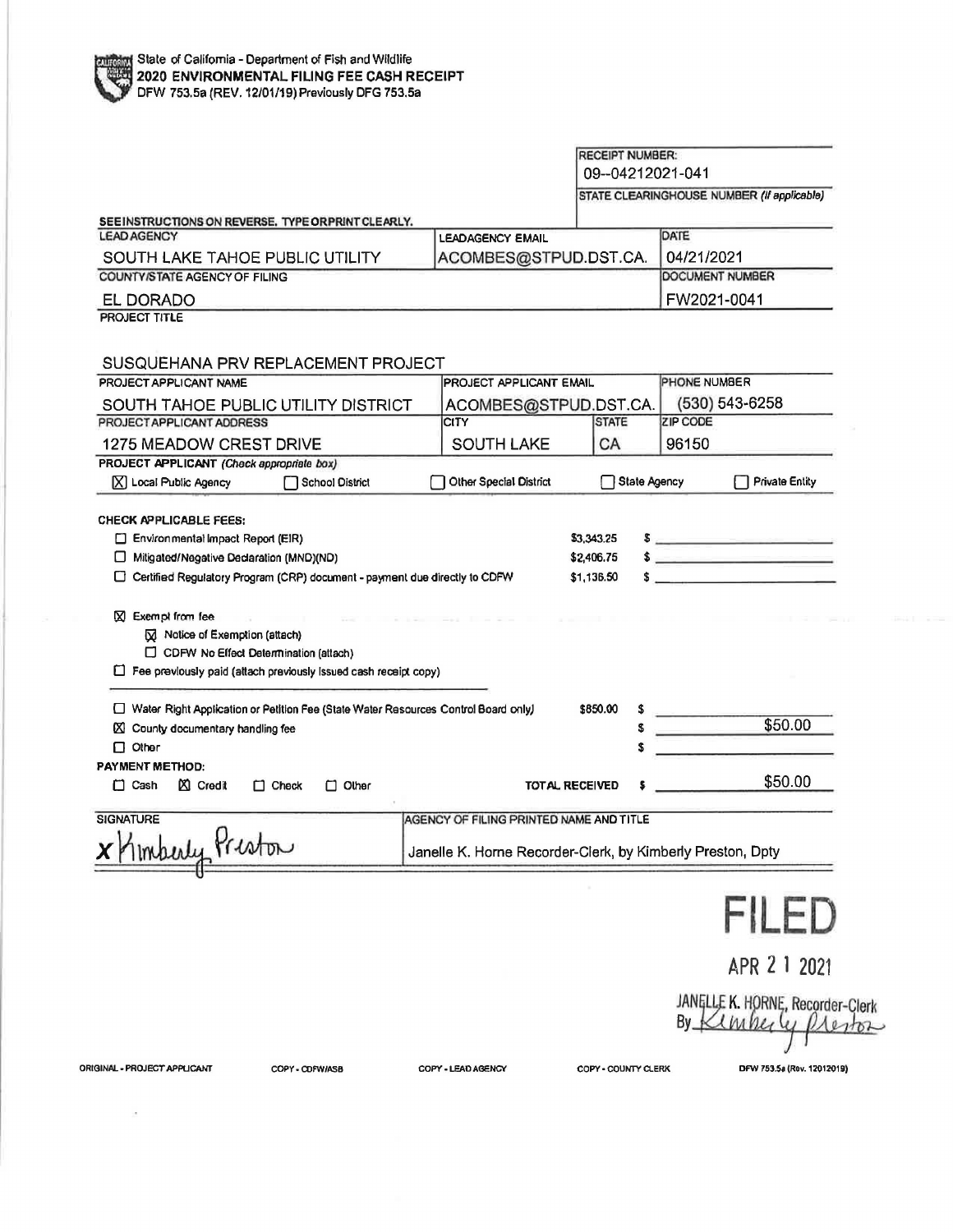State of California - Department of Fish and Wildlife
**2020 ENVIRONMENTAL FILING FEE CASH RECEIPT**
DFW 753.5a (REV. 12/01/19) Previously DFG 753.5a

| | |
|---|---|
| RECEIPT NUMBER: | 09--04212021-041 |
| STATE CLEARINGHOUSE NUMBER (if applicable) | |

SEE INSTRUCTIONS ON REVERSE. TYPE OR PRINT CLEARLY.

| LEAD AGENCY | LEAD AGENCY EMAIL | DATE |
|---|---|---|
| SOUTH LAKE TAHOE PUBLIC UTILITY | ACOMBES@STPUD.DST.CA. | 04/21/2021 |
| COUNTY/STATE AGENCY OF FILING | | DOCUMENT NUMBER |
| EL DORADO | | FW2021-0041 |

PROJECT TITLE

SUSQUEHANA PRV REPLACEMENT PROJECT

| PROJECT APPLICANT NAME | PROJECT APPLICANT EMAIL | | PHONE NUMBER |
|---|---|---|---|
| SOUTH TAHOE PUBLIC UTILITY DISTRICT | ACOMBES@STPUD.DST.CA. | | (530) 543-6258 |
| PROJECT APPLICANT ADDRESS | CITY | STATE | ZIP CODE |
| 1275 MEADOW CREST DRIVE | SOUTH LAKE | CA | 96150 |

PROJECT APPLICANT *(Check appropriate box)*

- [X] Local Public Agency
- [ ] School District
- [ ] Other Special District
- [ ] State Agency
- [ ] Private Entity

**CHECK APPLICABLE FEES:**

- [ ] Environmental Impact Report (EIR) — $3,343.25 — $ ______
- [ ] Mitigated/Negative Declaration (MND)(ND) — $2,406.75 — $ ______
- [ ] Certified Regulatory Program (CRP) document - payment due directly to CDFW — $1,136.50 — $ ______

- [X] Exempt from fee
  - [X] Notice of Exemption (attach)
  - [ ] CDFW No Effect Determination (attach)
- [ ] Fee previously paid (attach previously issued cash receipt copy)

- [ ] Water Right Application or Petition Fee (State Water Resources Control Board only) — $850.00 — $ ______
- [X] County documentary handling fee — $ $50.00
- [ ] Other — $ ______

**PAYMENT METHOD:**

- [ ] Cash
- [X] Credit
- [ ] Check
- [ ] Other

TOTAL RECEIVED $ $50.00

| SIGNATURE | AGENCY OF FILING PRINTED NAME AND TITLE |
|---|---|
| x Kimberly Preston | Janelle K. Horne Recorder-Clerk, by Kimberly Preston, Dpty |

**FILED**

APR 21 2021

JANELLE K. HORNE, Recorder-Clerk
By Kimberly Preston

ORIGINAL - PROJECT APPLICANT　　COPY - CDFW/ASB　　COPY - LEAD AGENCY　　COPY - COUNTY CLERK　　DFW 753.5a (Rev. 12012019)